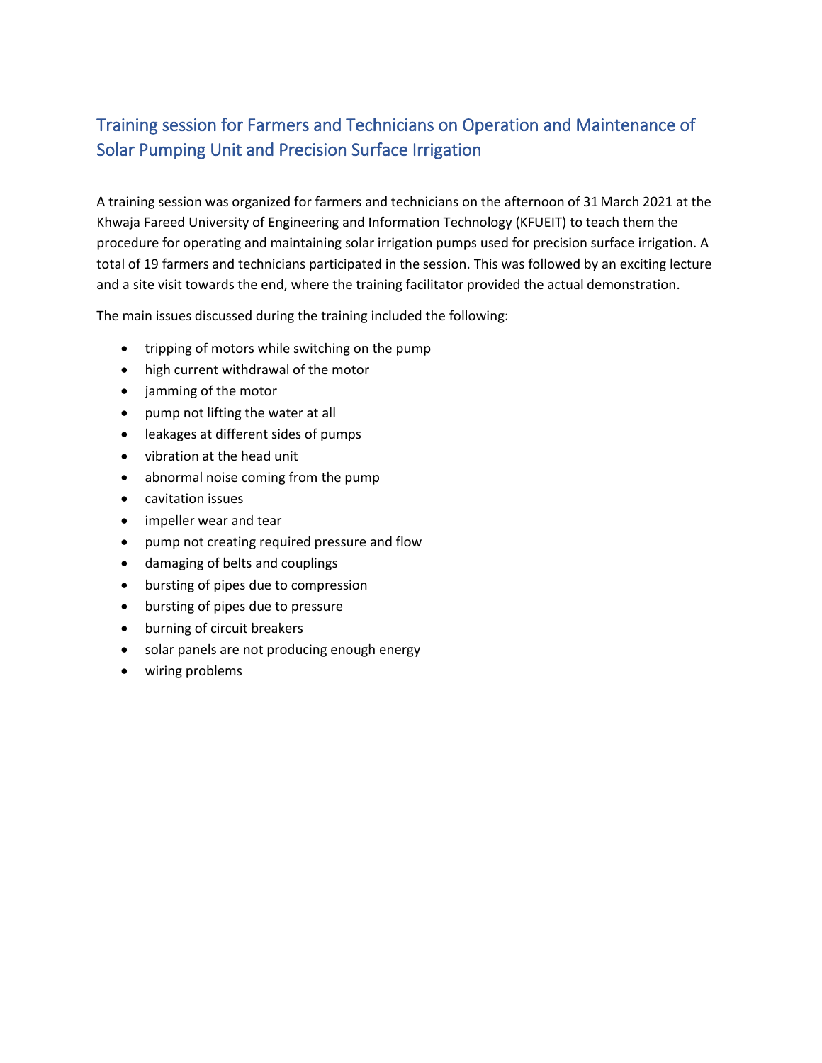# Training session for Farmers and Technicians on Operation and Maintenance of Solar Pumping Unit and Precision Surface Irrigation

A training session was organized for farmers and technicians on the afternoon of 31 March 2021 at the Khwaja Fareed University of Engineering and Information Technology (KFUEIT) to teach them the procedure for operating and maintaining solar irrigation pumps used for precision surface irrigation. A total of 19 farmers and technicians participated in the session. This was followed by an exciting lecture and a site visit towards the end, where the training facilitator provided the actual demonstration.

The main issues discussed during the training included the following:

- tripping of motors while switching on the pump
- high current withdrawal of the motor
- jamming of the motor
- pump not lifting the water at all
- leakages at different sides of pumps
- vibration at the head unit
- abnormal noise coming from the pump
- cavitation issues
- impeller wear and tear
- pump not creating required pressure and flow
- damaging of belts and couplings
- bursting of pipes due to compression
- bursting of pipes due to pressure
- burning of circuit breakers
- solar panels are not producing enough energy
- wiring problems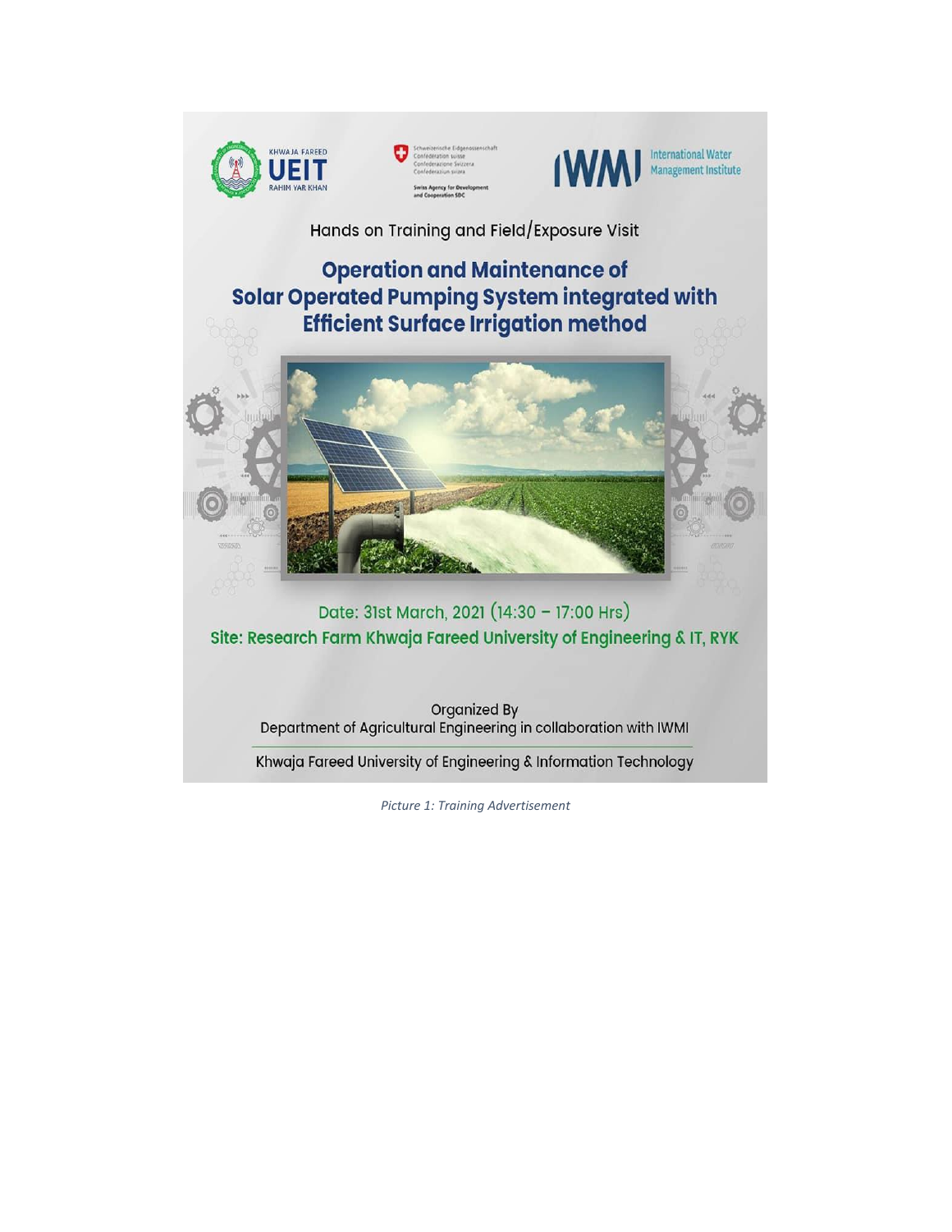Hands on Training and Field/Exposure Visit

## Operation and Maintenance of Solar Operated Pumping System integrated with Efficient Surface Irrigation method

Date: 31st March, 2021 (14:30 – 17:00 Hrs)

Site: Research Farm Khwaja Fareed University of Engineering & IT, RYK

Organized By

Department of Agricultural Engineering in collaboration with IWMI

Khwaja Fareed University of Engineering & Information Technology

*Picture 1: Training Advertisement*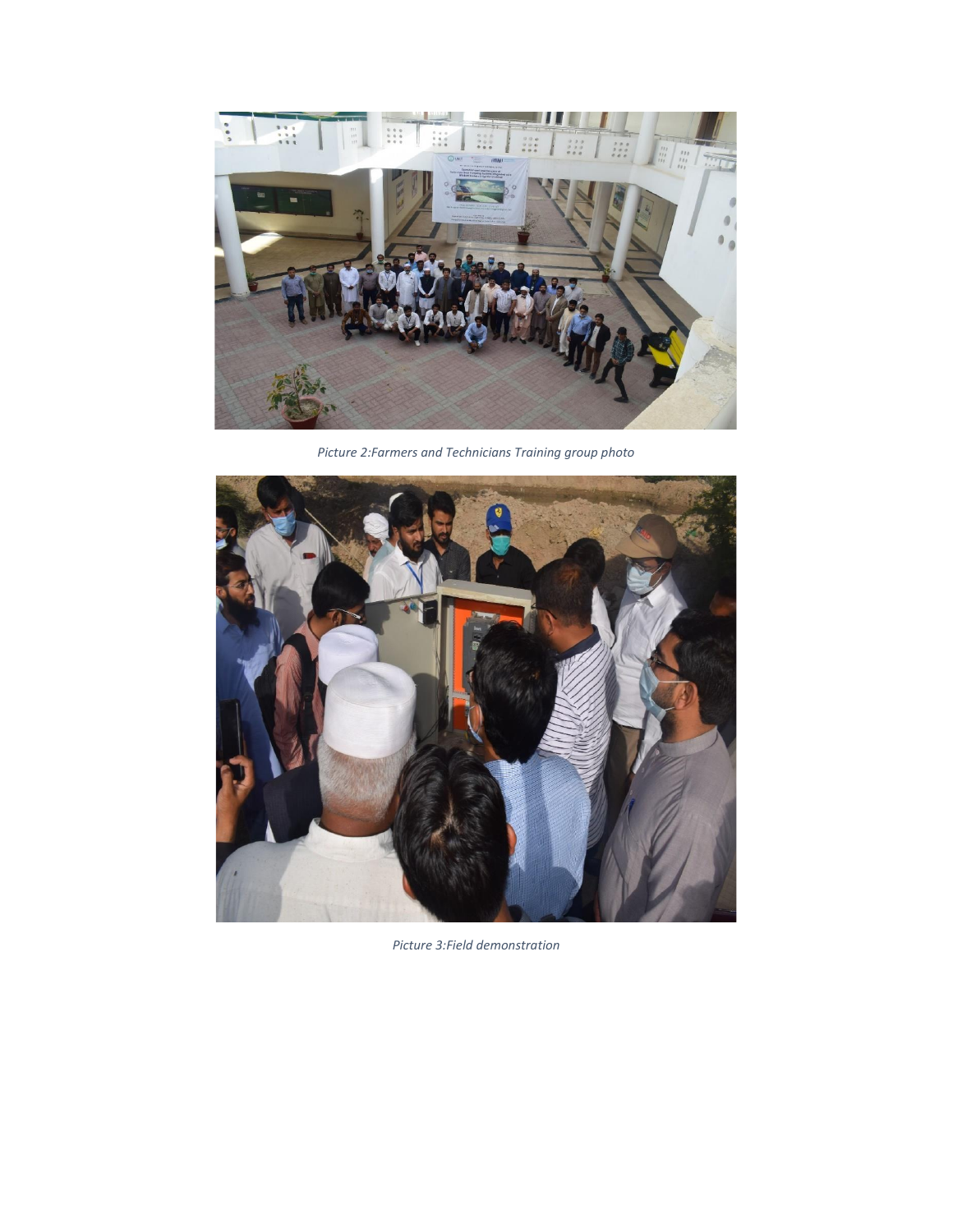*Picture 2:Farmers and Technicians Training group photo*

*Picture 3:Field demonstration*